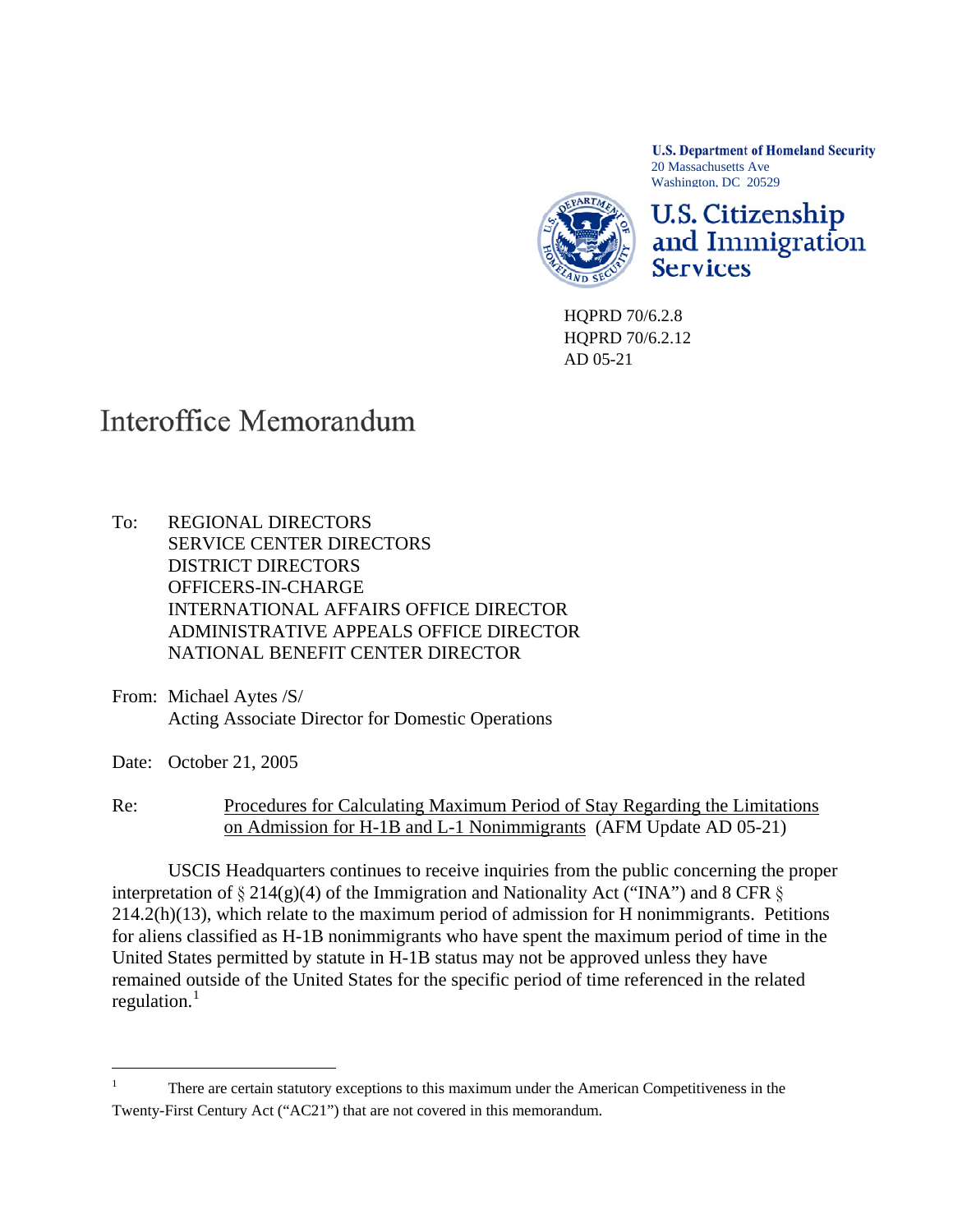**U.S. Department of Homeland Security**
20 Massachusetts Ave
Washington, DC 20529

**U.S. Citizenship and Immigration Services**

HQPRD 70/6.2.8
HQPRD 70/6.2.12
AD 05-21

# Interoffice Memorandum

To: REGIONAL DIRECTORS
SERVICE CENTER DIRECTORS
DISTRICT DIRECTORS
OFFICERS-IN-CHARGE
INTERNATIONAL AFFAIRS OFFICE DIRECTOR
ADMINISTRATIVE APPEALS OFFICE DIRECTOR
NATIONAL BENEFIT CENTER DIRECTOR

From: Michael Aytes /S/
Acting Associate Director for Domestic Operations

Date: October 21, 2005

Re: Procedures for Calculating Maximum Period of Stay Regarding the Limitations on Admission for H-1B and L-1 Nonimmigrants (AFM Update AD 05-21)

USCIS Headquarters continues to receive inquiries from the public concerning the proper interpretation of § 214(g)(4) of the Immigration and Nationality Act ("INA") and 8 CFR § 214.2(h)(13), which relate to the maximum period of admission for H nonimmigrants. Petitions for aliens classified as H-1B nonimmigrants who have spent the maximum period of time in the United States permitted by statute in H-1B status may not be approved unless they have remained outside of the United States for the specific period of time referenced in the related regulation.[1]

---

[1] There are certain statutory exceptions to this maximum under the American Competitiveness in the Twenty-First Century Act ("AC21") that are not covered in this memorandum.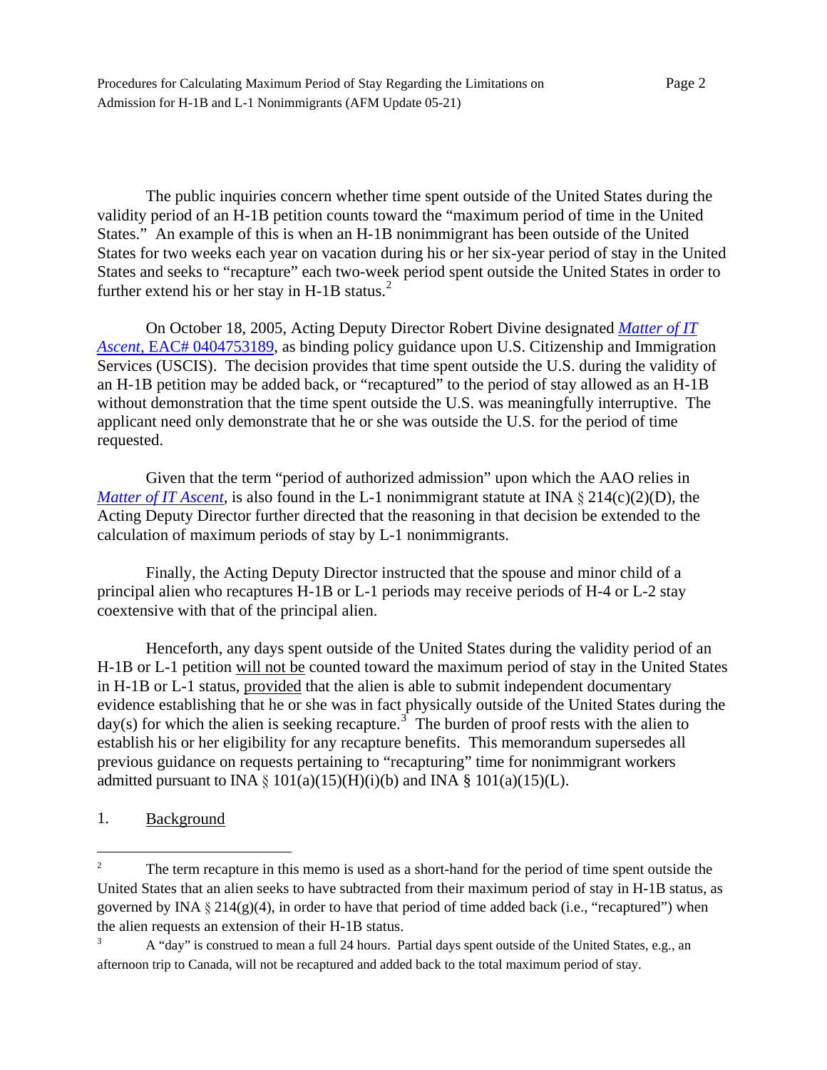The public inquiries concern whether time spent outside of the United States during the validity period of an H-1B petition counts toward the "maximum period of time in the United States." An example of this is when an H-1B nonimmigrant has been outside of the United States for two weeks each year on vacation during his or her six-year period of stay in the United States and seeks to "recapture" each two-week period spent outside the United States in order to further extend his or her stay in H-1B status.[2]

On October 18, 2005, Acting Deputy Director Robert Divine designated *Matter of IT Ascent*, EAC# 0404753189, as binding policy guidance upon U.S. Citizenship and Immigration Services (USCIS). The decision provides that time spent outside the U.S. during the validity of an H-1B petition may be added back, or "recaptured" to the period of stay allowed as an H-1B without demonstration that the time spent outside the U.S. was meaningfully interruptive. The applicant need only demonstrate that he or she was outside the U.S. for the period of time requested.

Given that the term "period of authorized admission" upon which the AAO relies in *Matter of IT Ascent*, is also found in the L-1 nonimmigrant statute at INA § 214(c)(2)(D), the Acting Deputy Director further directed that the reasoning in that decision be extended to the calculation of maximum periods of stay by L-1 nonimmigrants.

Finally, the Acting Deputy Director instructed that the spouse and minor child of a principal alien who recaptures H-1B or L-1 periods may receive periods of H-4 or L-2 stay coextensive with that of the principal alien.

Henceforth, any days spent outside of the United States during the validity period of an H-1B or L-1 petition will not be counted toward the maximum period of stay in the United States in H-1B or L-1 status, provided that the alien is able to submit independent documentary evidence establishing that he or she was in fact physically outside of the United States during the day(s) for which the alien is seeking recapture.[3] The burden of proof rests with the alien to establish his or her eligibility for any recapture benefits. This memorandum supersedes all previous guidance on requests pertaining to "recapturing" time for nonimmigrant workers admitted pursuant to INA § 101(a)(15)(H)(i)(b) and INA § 101(a)(15)(L).

## 1. Background

---

[2] The term recapture in this memo is used as a short-hand for the period of time spent outside the United States that an alien seeks to have subtracted from their maximum period of stay in H-1B status, as governed by INA § 214(g)(4), in order to have that period of time added back (i.e., "recaptured") when the alien requests an extension of their H-1B status.

[3] A "day" is construed to mean a full 24 hours. Partial days spent outside of the United States, e.g., an afternoon trip to Canada, will not be recaptured and added back to the total maximum period of stay.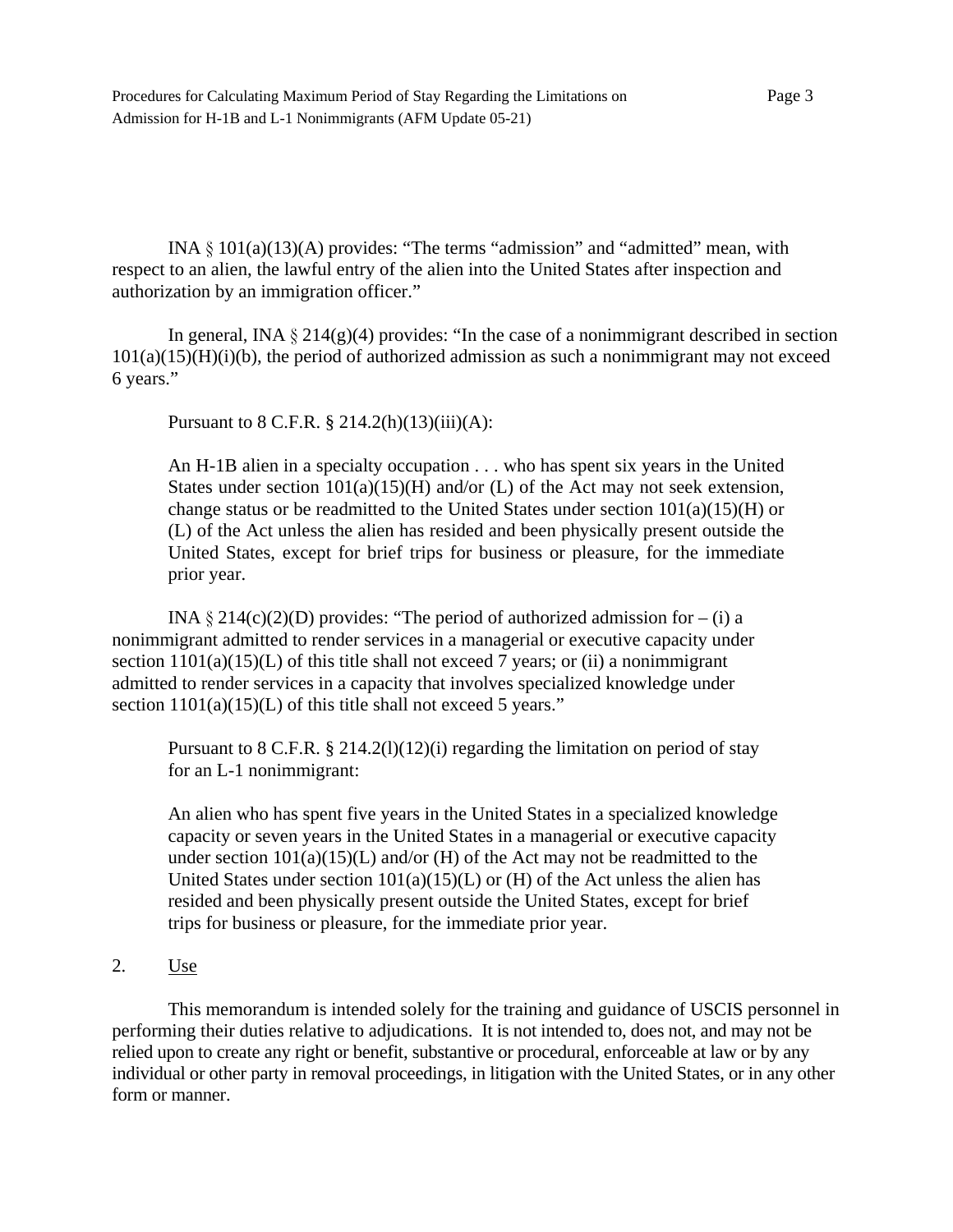INA § 101(a)(13)(A) provides: "The terms "admission" and "admitted" mean, with respect to an alien, the lawful entry of the alien into the United States after inspection and authorization by an immigration officer."

In general, INA § 214(g)(4) provides: "In the case of a nonimmigrant described in section 101(a)(15)(H)(i)(b), the period of authorized admission as such a nonimmigrant may not exceed 6 years."

Pursuant to 8 C.F.R. § 214.2(h)(13)(iii)(A):

> An H-1B alien in a specialty occupation . . . who has spent six years in the United States under section 101(a)(15)(H) and/or (L) of the Act may not seek extension, change status or be readmitted to the United States under section 101(a)(15)(H) or (L) of the Act unless the alien has resided and been physically present outside the United States, except for brief trips for business or pleasure, for the immediate prior year.

INA § 214(c)(2)(D) provides: "The period of authorized admission for – (i) a nonimmigrant admitted to render services in a managerial or executive capacity under section 1101(a)(15)(L) of this title shall not exceed 7 years; or (ii) a nonimmigrant admitted to render services in a capacity that involves specialized knowledge under section 1101(a)(15)(L) of this title shall not exceed 5 years."

Pursuant to 8 C.F.R. § 214.2(l)(12)(i) regarding the limitation on period of stay for an L-1 nonimmigrant:

> An alien who has spent five years in the United States in a specialized knowledge capacity or seven years in the United States in a managerial or executive capacity under section 101(a)(15)(L) and/or (H) of the Act may not be readmitted to the United States under section 101(a)(15)(L) or (H) of the Act unless the alien has resided and been physically present outside the United States, except for brief trips for business or pleasure, for the immediate prior year.

2. Use

This memorandum is intended solely for the training and guidance of USCIS personnel in performing their duties relative to adjudications. It is not intended to, does not, and may not be relied upon to create any right or benefit, substantive or procedural, enforceable at law or by any individual or other party in removal proceedings, in litigation with the United States, or in any other form or manner.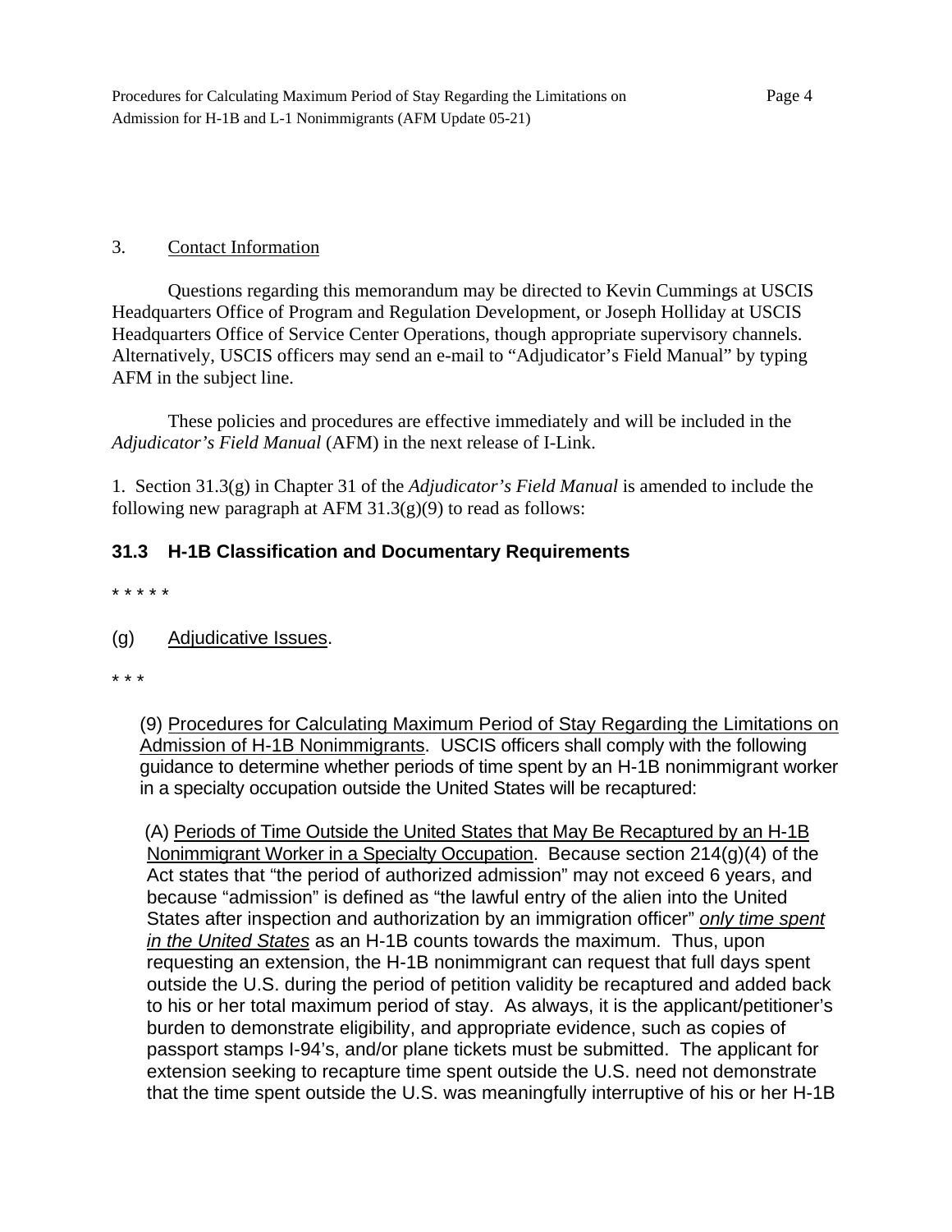3. Contact Information

Questions regarding this memorandum may be directed to Kevin Cummings at USCIS Headquarters Office of Program and Regulation Development, or Joseph Holliday at USCIS Headquarters Office of Service Center Operations, though appropriate supervisory channels. Alternatively, USCIS officers may send an e-mail to "Adjudicator's Field Manual" by typing AFM in the subject line.

These policies and procedures are effective immediately and will be included in the *Adjudicator's Field Manual* (AFM) in the next release of I-Link.

1. Section 31.3(g) in Chapter 31 of the *Adjudicator's Field Manual* is amended to include the following new paragraph at AFM 31.3(g)(9) to read as follows:

### 31.3 H-1B Classification and Documentary Requirements

\* \* \* \* \*

(g) Adjudicative Issues.

\* \* \*

(9) Procedures for Calculating Maximum Period of Stay Regarding the Limitations on Admission of H-1B Nonimmigrants. USCIS officers shall comply with the following guidance to determine whether periods of time spent by an H-1B nonimmigrant worker in a specialty occupation outside the United States will be recaptured:

(A) Periods of Time Outside the United States that May Be Recaptured by an H-1B Nonimmigrant Worker in a Specialty Occupation. Because section 214(g)(4) of the Act states that "the period of authorized admission" may not exceed 6 years, and because "admission" is defined as "the lawful entry of the alien into the United States after inspection and authorization by an immigration officer" ***only time spent in the United States*** as an H-1B counts towards the maximum. Thus, upon requesting an extension, the H-1B nonimmigrant can request that full days spent outside the U.S. during the period of petition validity be recaptured and added back to his or her total maximum period of stay. As always, it is the applicant/petitioner's burden to demonstrate eligibility, and appropriate evidence, such as copies of passport stamps I-94's, and/or plane tickets must be submitted. The applicant for extension seeking to recapture time spent outside the U.S. need not demonstrate that the time spent outside the U.S. was meaningfully interruptive of his or her H-1B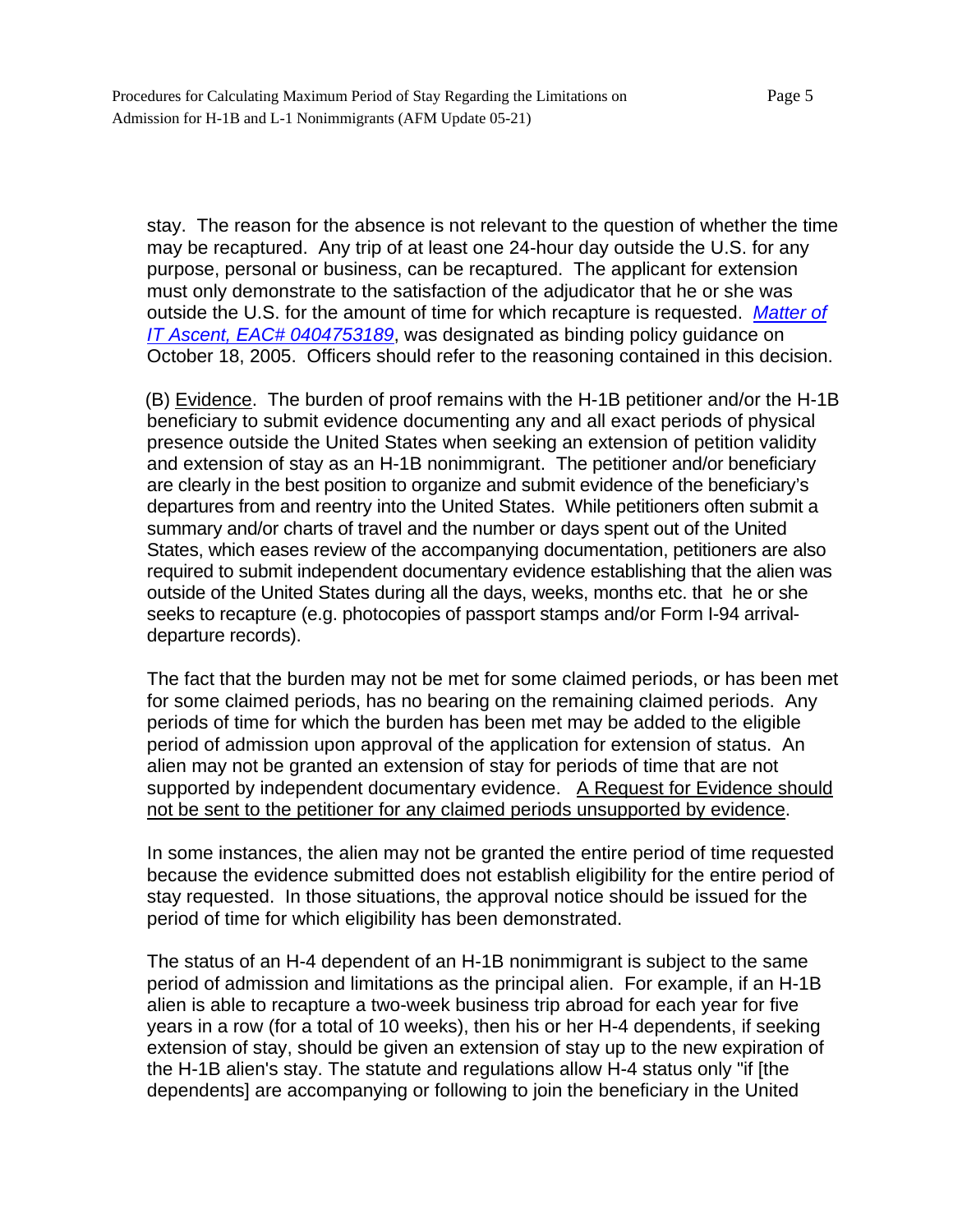stay. The reason for the absence is not relevant to the question of whether the time may be recaptured. Any trip of at least one 24-hour day outside the U.S. for any purpose, personal or business, can be recaptured. The applicant for extension must only demonstrate to the satisfaction of the adjudicator that he or she was outside the U.S. for the amount of time for which recapture is requested. *Matter of IT Ascent, EAC# 0404753189*, was designated as binding policy guidance on October 18, 2005. Officers should refer to the reasoning contained in this decision.

(B) Evidence. The burden of proof remains with the H-1B petitioner and/or the H-1B beneficiary to submit evidence documenting any and all exact periods of physical presence outside the United States when seeking an extension of petition validity and extension of stay as an H-1B nonimmigrant. The petitioner and/or beneficiary are clearly in the best position to organize and submit evidence of the beneficiary's departures from and reentry into the United States. While petitioners often submit a summary and/or charts of travel and the number or days spent out of the United States, which eases review of the accompanying documentation, petitioners are also required to submit independent documentary evidence establishing that the alien was outside of the United States during all the days, weeks, months etc. that he or she seeks to recapture (e.g. photocopies of passport stamps and/or Form I-94 arrival-departure records).

The fact that the burden may not be met for some claimed periods, or has been met for some claimed periods, has no bearing on the remaining claimed periods. Any periods of time for which the burden has been met may be added to the eligible period of admission upon approval of the application for extension of status. An alien may not be granted an extension of stay for periods of time that are not supported by independent documentary evidence. A Request for Evidence should not be sent to the petitioner for any claimed periods unsupported by evidence.

In some instances, the alien may not be granted the entire period of time requested because the evidence submitted does not establish eligibility for the entire period of stay requested. In those situations, the approval notice should be issued for the period of time for which eligibility has been demonstrated.

The status of an H-4 dependent of an H-1B nonimmigrant is subject to the same period of admission and limitations as the principal alien. For example, if an H-1B alien is able to recapture a two-week business trip abroad for each year for five years in a row (for a total of 10 weeks), then his or her H-4 dependents, if seeking extension of stay, should be given an extension of stay up to the new expiration of the H-1B alien's stay. The statute and regulations allow H-4 status only "if [the dependents] are accompanying or following to join the beneficiary in the United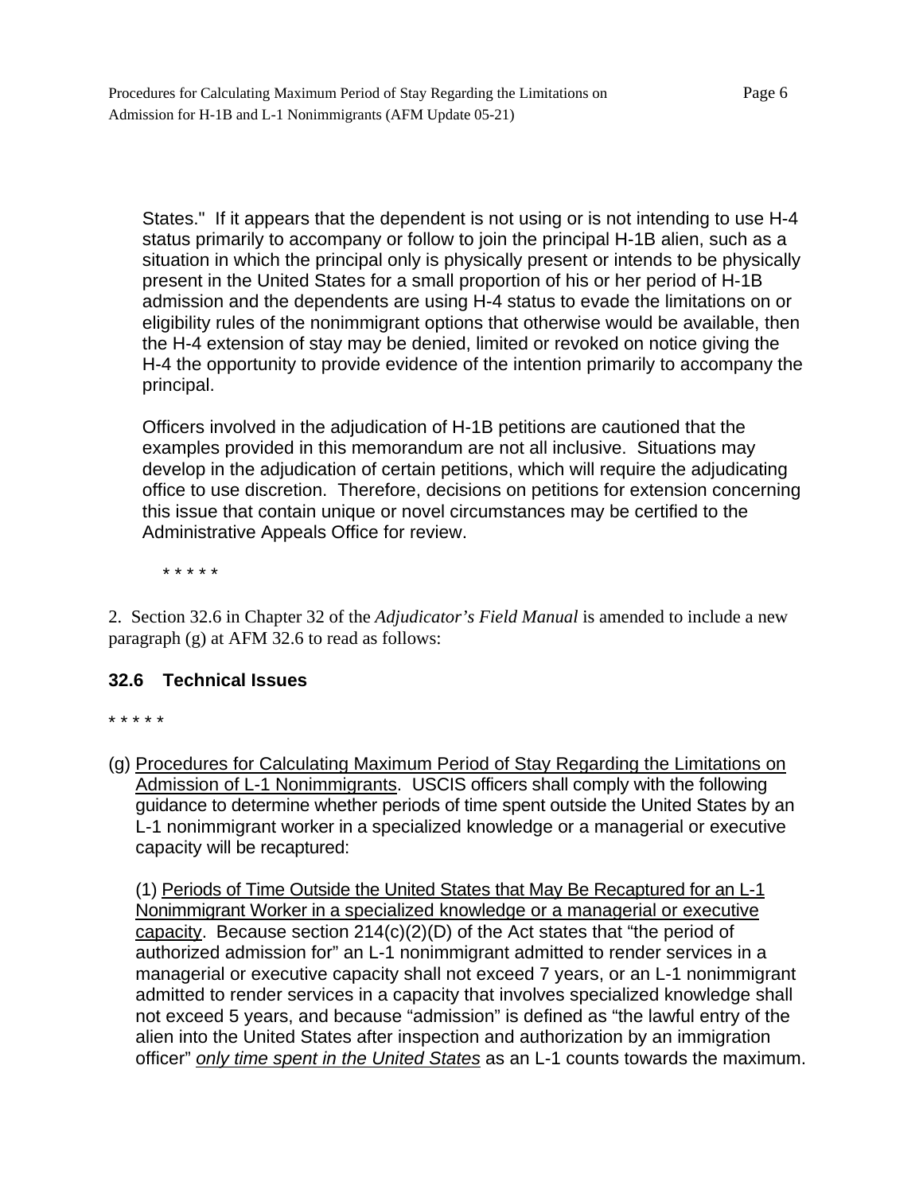States." If it appears that the dependent is not using or is not intending to use H-4 status primarily to accompany or follow to join the principal H-1B alien, such as a situation in which the principal only is physically present or intends to be physically present in the United States for a small proportion of his or her period of H-1B admission and the dependents are using H-4 status to evade the limitations on or eligibility rules of the nonimmigrant options that otherwise would be available, then the H-4 extension of stay may be denied, limited or revoked on notice giving the H-4 the opportunity to provide evidence of the intention primarily to accompany the principal.

Officers involved in the adjudication of H-1B petitions are cautioned that the examples provided in this memorandum are not all inclusive. Situations may develop in the adjudication of certain petitions, which will require the adjudicating office to use discretion. Therefore, decisions on petitions for extension concerning this issue that contain unique or novel circumstances may be certified to the Administrative Appeals Office for review.

\* \* \* \* \*

2. Section 32.6 in Chapter 32 of the *Adjudicator's Field Manual* is amended to include a new paragraph (g) at AFM 32.6 to read as follows:

### 32.6 Technical Issues

\* \* \* \* \*

(g) Procedures for Calculating Maximum Period of Stay Regarding the Limitations on Admission of L-1 Nonimmigrants. USCIS officers shall comply with the following guidance to determine whether periods of time spent outside the United States by an L-1 nonimmigrant worker in a specialized knowledge or a managerial or executive capacity will be recaptured:

(1) Periods of Time Outside the United States that May Be Recaptured for an L-1 Nonimmigrant Worker in a specialized knowledge or a managerial or executive capacity. Because section 214(c)(2)(D) of the Act states that "the period of authorized admission for" an L-1 nonimmigrant admitted to render services in a managerial or executive capacity shall not exceed 7 years, or an L-1 nonimmigrant admitted to render services in a capacity that involves specialized knowledge shall not exceed 5 years, and because "admission" is defined as "the lawful entry of the alien into the United States after inspection and authorization by an immigration officer" ***only time spent in the United States*** as an L-1 counts towards the maximum.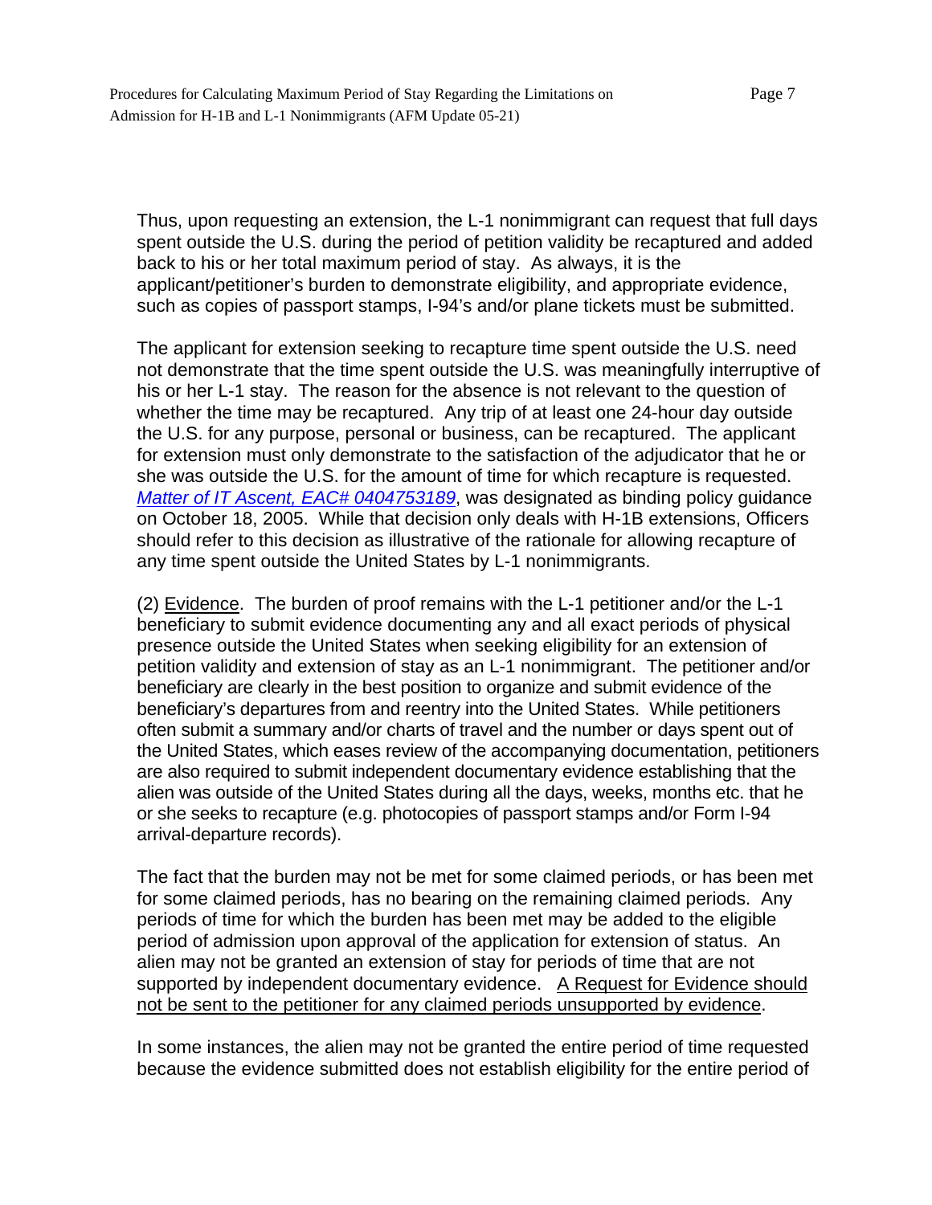Thus, upon requesting an extension, the L-1 nonimmigrant can request that full days spent outside the U.S. during the period of petition validity be recaptured and added back to his or her total maximum period of stay. As always, it is the applicant/petitioner's burden to demonstrate eligibility, and appropriate evidence, such as copies of passport stamps, I-94's and/or plane tickets must be submitted.

The applicant for extension seeking to recapture time spent outside the U.S. need not demonstrate that the time spent outside the U.S. was meaningfully interruptive of his or her L-1 stay. The reason for the absence is not relevant to the question of whether the time may be recaptured. Any trip of at least one 24-hour day outside the U.S. for any purpose, personal or business, can be recaptured. The applicant for extension must only demonstrate to the satisfaction of the adjudicator that he or she was outside the U.S. for the amount of time for which recapture is requested. *Matter of IT Ascent, EAC# 0404753189*, was designated as binding policy guidance on October 18, 2005. While that decision only deals with H-1B extensions, Officers should refer to this decision as illustrative of the rationale for allowing recapture of any time spent outside the United States by L-1 nonimmigrants.

(2) Evidence. The burden of proof remains with the L-1 petitioner and/or the L-1 beneficiary to submit evidence documenting any and all exact periods of physical presence outside the United States when seeking eligibility for an extension of petition validity and extension of stay as an L-1 nonimmigrant. The petitioner and/or beneficiary are clearly in the best position to organize and submit evidence of the beneficiary's departures from and reentry into the United States. While petitioners often submit a summary and/or charts of travel and the number or days spent out of the United States, which eases review of the accompanying documentation, petitioners are also required to submit independent documentary evidence establishing that the alien was outside of the United States during all the days, weeks, months etc. that he or she seeks to recapture (e.g. photocopies of passport stamps and/or Form I-94 arrival-departure records).

The fact that the burden may not be met for some claimed periods, or has been met for some claimed periods, has no bearing on the remaining claimed periods. Any periods of time for which the burden has been met may be added to the eligible period of admission upon approval of the application for extension of status. An alien may not be granted an extension of stay for periods of time that are not supported by independent documentary evidence. A Request for Evidence should not be sent to the petitioner for any claimed periods unsupported by evidence.

In some instances, the alien may not be granted the entire period of time requested because the evidence submitted does not establish eligibility for the entire period of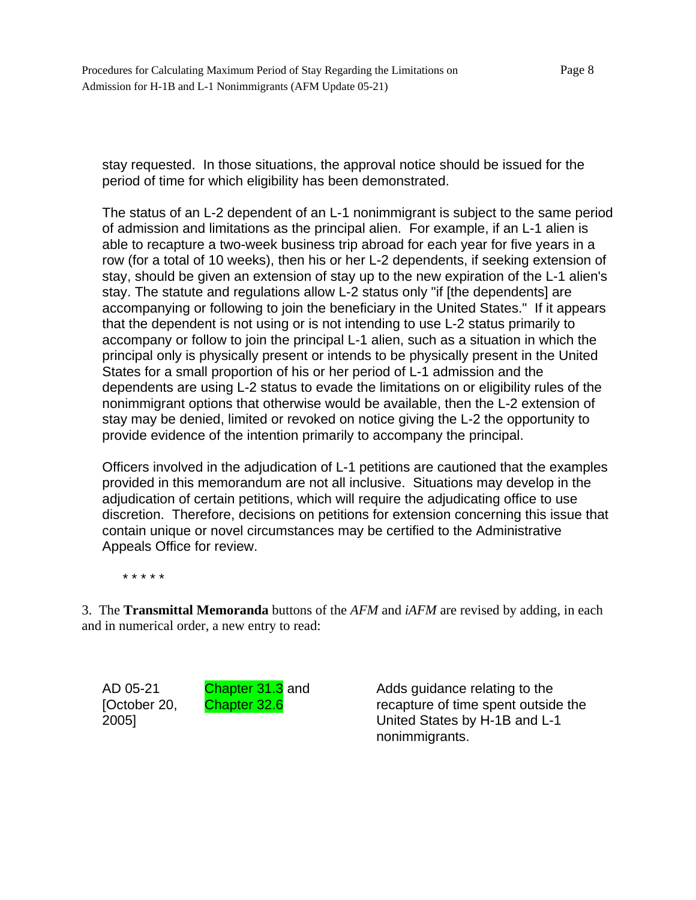stay requested. In those situations, the approval notice should be issued for the period of time for which eligibility has been demonstrated.

The status of an L-2 dependent of an L-1 nonimmigrant is subject to the same period of admission and limitations as the principal alien. For example, if an L-1 alien is able to recapture a two-week business trip abroad for each year for five years in a row (for a total of 10 weeks), then his or her L-2 dependents, if seeking extension of stay, should be given an extension of stay up to the new expiration of the L-1 alien's stay. The statute and regulations allow L-2 status only "if [the dependents] are accompanying or following to join the beneficiary in the United States." If it appears that the dependent is not using or is not intending to use L-2 status primarily to accompany or follow to join the principal L-1 alien, such as a situation in which the principal only is physically present or intends to be physically present in the United States for a small proportion of his or her period of L-1 admission and the dependents are using L-2 status to evade the limitations on or eligibility rules of the nonimmigrant options that otherwise would be available, then the L-2 extension of stay may be denied, limited or revoked on notice giving the L-2 the opportunity to provide evidence of the intention primarily to accompany the principal.

Officers involved in the adjudication of L-1 petitions are cautioned that the examples provided in this memorandum are not all inclusive. Situations may develop in the adjudication of certain petitions, which will require the adjudicating office to use discretion. Therefore, decisions on petitions for extension concerning this issue that contain unique or novel circumstances may be certified to the Administrative Appeals Office for review.

\* \* \* \* \*

3. The **Transmittal Memoranda** buttons of the *AFM* and *iAFM* are revised by adding, in each and in numerical order, a new entry to read:

| | | |
|---|---|---|
| AD 05-21 [October 20, 2005] | Chapter 31.3 and Chapter 32.6 | Adds guidance relating to the recapture of time spent outside the United States by H-1B and L-1 nonimmigrants. |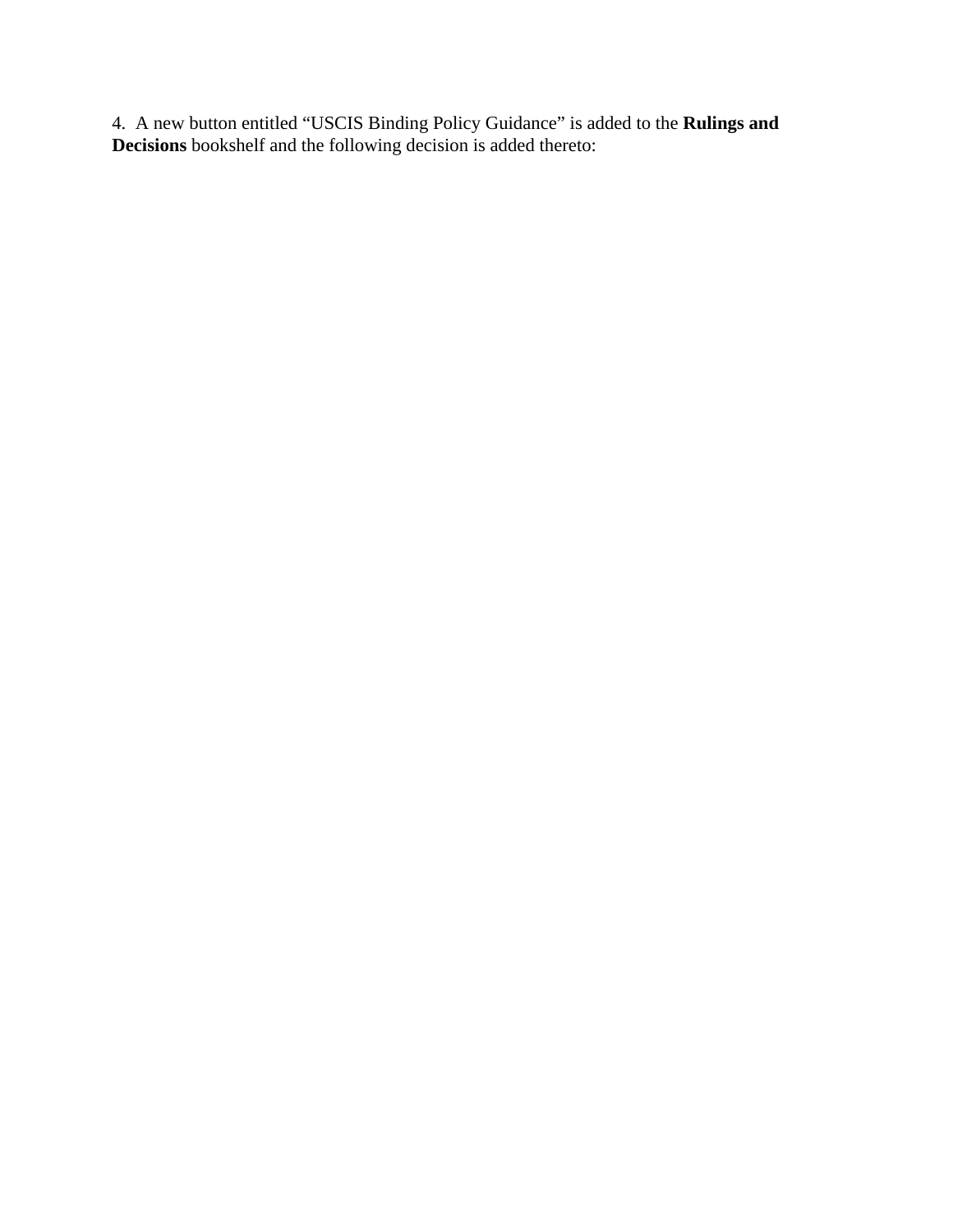4. A new button entitled “USCIS Binding Policy Guidance” is added to the **Rulings and Decisions** bookshelf and the following decision is added thereto: